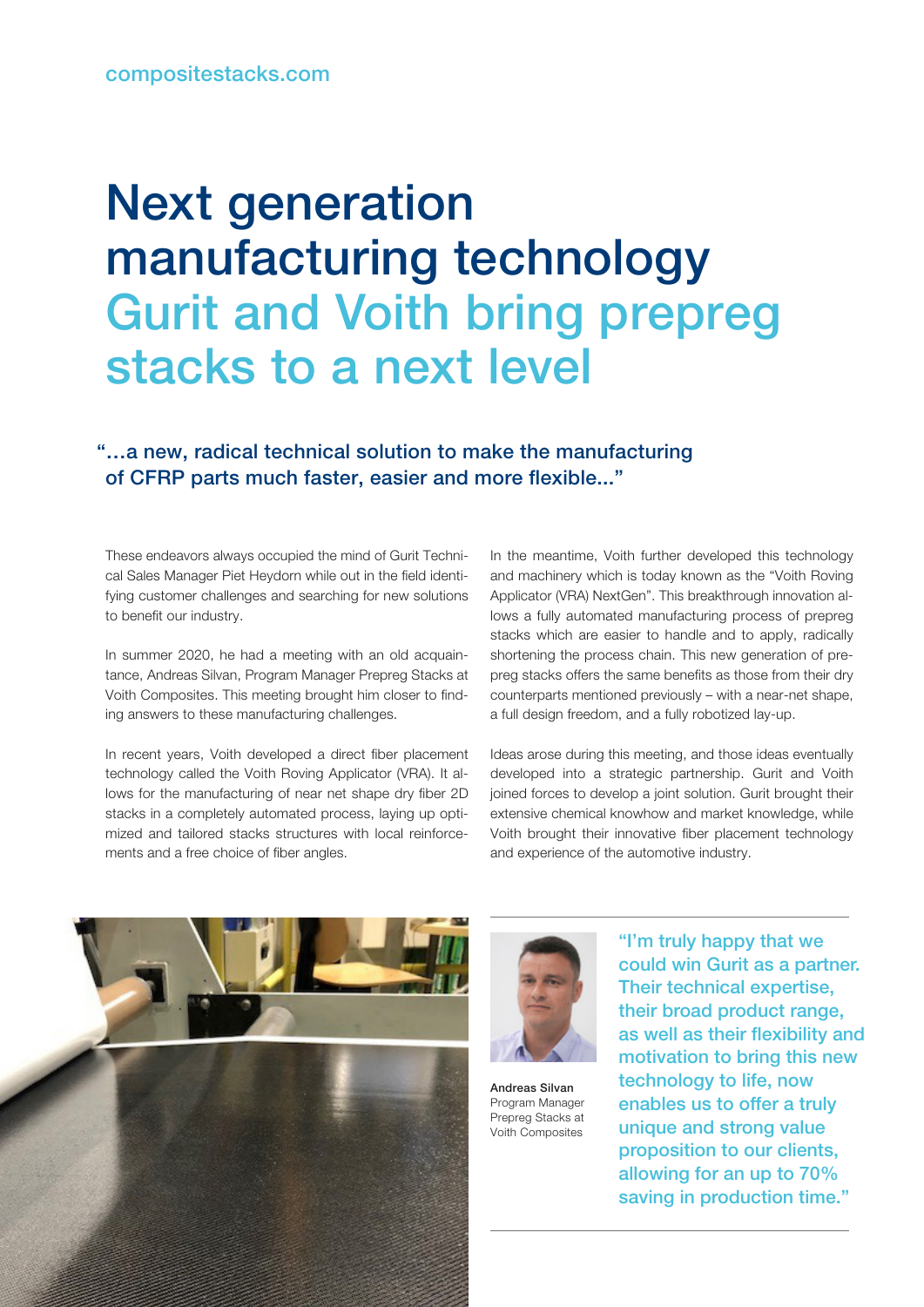compositestacks.com

# Next generation manufacturing technology

## Gurit and Voith bring prepreg stacks to a next level

**"...a new, radical technical solution to make the manufacturing of CFRP parts much faster, easier and more flexible..."**

These endeavors always occupied the mind of Gurit Technical Sales Manager Piet Heydorn while out in the field identifying customer challenges and searching for new solutions to benefit our industry.

In summer 2020, he had a meeting with an old acquaintance, Andreas Silvan, Program Manager Prepreg Stacks at Voith Composites. This meeting brought him closer to finding answers to these manufacturing challenges.

In recent years, Voith developed a direct fiber placement technology called the Voith Roving Applicator (VRA). It allows for the manufacturing of near net shape dry fiber 2D stacks in a completely automated process, laying up optimized and tailored stacks structures with local reinforcements and a free choice of fiber angles.

In the meantime, Voith further developed this technology and machinery which is today known as the "Voith Roving Applicator (VRA) NextGen". This breakthrough innovation allows a fully automated manufacturing process of prepreg stacks which are easier to handle and to apply, radically shortening the process chain. This new generation of prepreg stacks offers the same benefits as those from their dry counterparts mentioned previously – with a near-net shape, a full design freedom, and a fully robotized lay-up.

Ideas arose during this meeting, and those ideas eventually developed into a strategic partnership. Gurit and Voith joined forces to develop a joint solution. Gurit brought their extensive chemical knowhow and market knowledge, while Voith brought their innovative fiber placement technology and experience of the automotive industry.

**Andreas Silvan**
Program Manager Prepreg Stacks at Voith Composites

"I'm truly happy that we could win Gurit as a partner. Their technical expertise, their broad product range, as well as their flexibility and motivation to bring this new technology to life, now enables us to offer a truly unique and strong value proposition to our clients, allowing for an up to 70% saving in production time."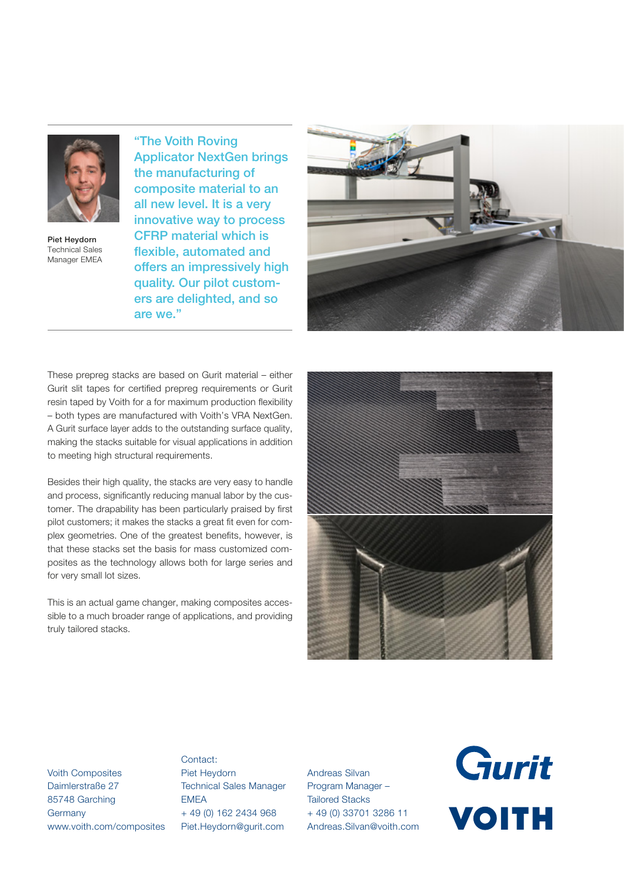Piet Heydorn
Technical Sales Manager EMEA

> "The Voith Roving Applicator NextGen brings the manufacturing of composite material to an all new level. It is a very innovative way to process CFRP material which is flexible, automated and offers an impressively high quality. Our pilot customers are delighted, and so are we."

These prepreg stacks are based on Gurit material – either Gurit slit tapes for certified prepreg requirements or Gurit resin taped by Voith for a for maximum production flexibility – both types are manufactured with Voith's VRA NextGen. A Gurit surface layer adds to the outstanding surface quality, making the stacks suitable for visual applications in addition to meeting high structural requirements.

Besides their high quality, the stacks are very easy to handle and process, significantly reducing manual labor by the customer. The drapability has been particularly praised by first pilot customers; it makes the stacks a great fit even for complex geometries. One of the greatest benefits, however, is that these stacks set the basis for mass customized composites as the technology allows both for large series and for very small lot sizes.

This is an actual game changer, making composites accessible to a much broader range of applications, and providing truly tailored stacks.

Voith Composites
Daimlerstraße 27
85748 Garching
Germany
www.voith.com/composites

Contact:
Piet Heydorn
Technical Sales Manager EMEA
+ 49 (0) 162 2434 968
Piet.Heydorn@gurit.com

Andreas Silvan
Program Manager – Tailored Stacks
+ 49 (0) 33701 3286 11
Andreas.Silvan@voith.com

Gurit

VOITH